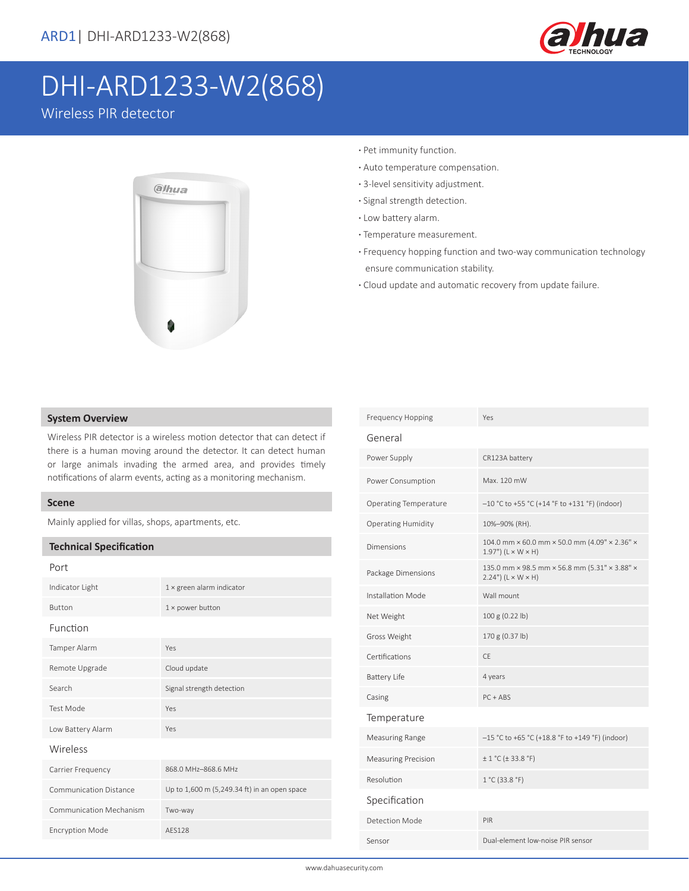# DHI-ARD1233-W2(868)

Wireless PIR detector

- Pet immunity function.
- Auto temperature compensation.
- 3-level sensitivity adjustment.
- Signal strength detection.
- Low battery alarm.
- Temperature measurement.
- Frequency hopping function and two-way communication technology ensure communication stability.
- Cloud update and automatic recovery from update failure.

## System Overview

Wireless PIR detector is a wireless motion detector that can detect if there is a human moving around the detector. It can detect human or large animals invading the armed area, and provides timely notifications of alarm events, acting as a monitoring mechanism.

## Scene

Mainly applied for villas, shops, apartments, etc.

## Technical Specification

| Port | |
|---|---|
| Indicator Light | 1 × green alarm indicator |
| Button | 1 × power button |
| **Function** | |
| Tamper Alarm | Yes |
| Remote Upgrade | Cloud update |
| Search | Signal strength detection |
| Test Mode | Yes |
| Low Battery Alarm | Yes |
| **Wireless** | |
| Carrier Frequency | 868.0 MHz–868.6 MHz |
| Communication Distance | Up to 1,600 m (5,249.34 ft) in an open space |
| Communication Mechanism | Two-way |
| Encryption Mode | AES128 |
| Frequency Hopping | Yes |
| **General** | |
| Power Supply | CR123A battery |
| Power Consumption | Max. 120 mW |
| Operating Temperature | –10 °C to +55 °C (+14 °F to +131 °F) (indoor) |
| Operating Humidity | 10%–90% (RH). |
| Dimensions | 104.0 mm × 60.0 mm × 50.0 mm (4.09" × 2.36" × 1.97") (L × W × H) |
| Package Dimensions | 135.0 mm × 98.5 mm × 56.8 mm (5.31" × 3.88" × 2.24") (L × W × H) |
| Installation Mode | Wall mount |
| Net Weight | 100 g (0.22 lb) |
| Gross Weight | 170 g (0.37 lb) |
| Certifications | CE |
| Battery Life | 4 years |
| Casing | PC + ABS |
| **Temperature** | |
| Measuring Range | –15 °C to +65 °C (+18.8 °F to +149 °F) (indoor) |
| Measuring Precision | ± 1 °C (± 33.8 °F) |
| Resolution | 1 °C (33.8 °F) |
| **Specification** | |
| Detection Mode | PIR |
| Sensor | Dual-element low-noise PIR sensor |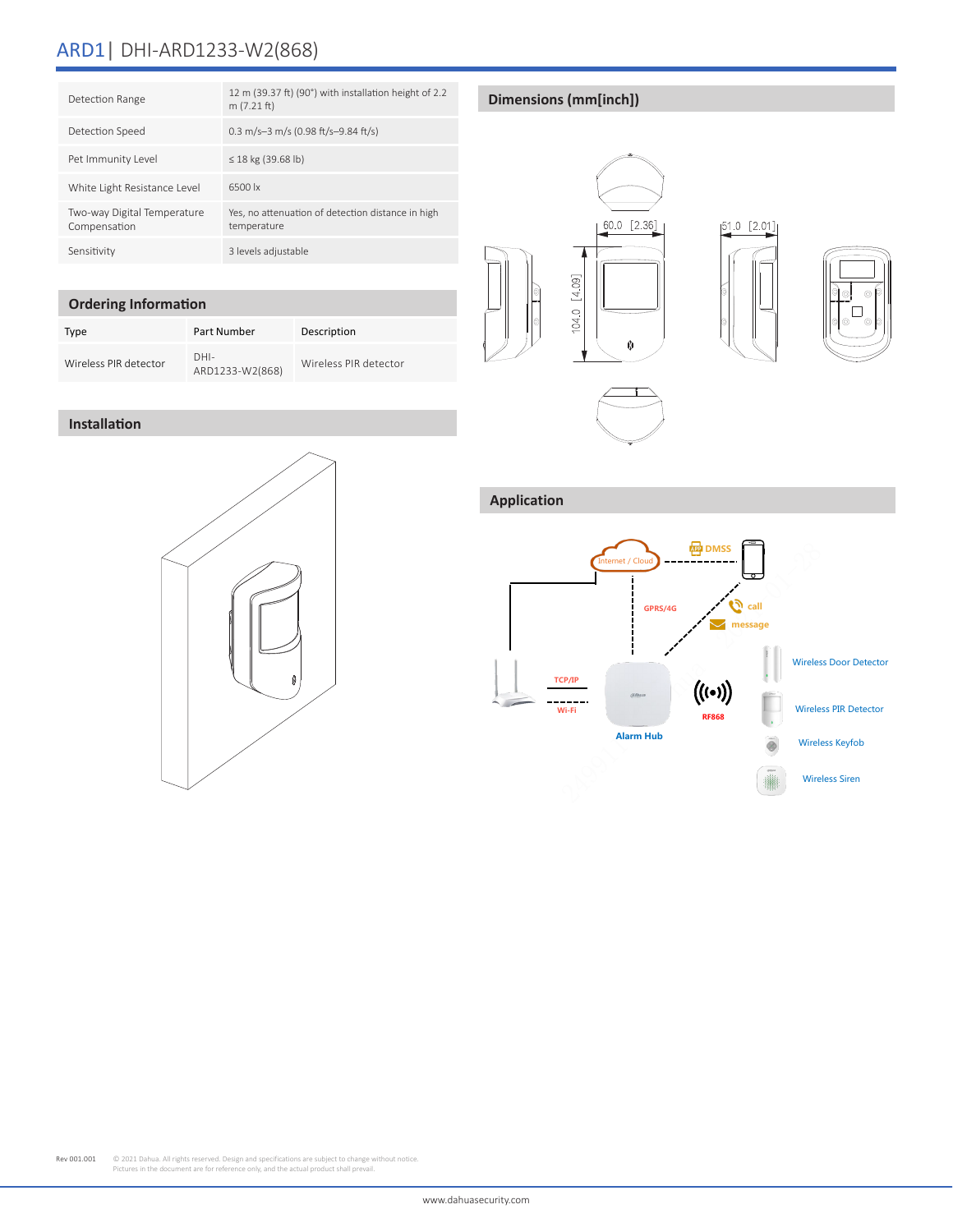# ARD1 | DHI-ARD1233-W2(868)

| | |
|---|---|
| Detection Range | 12 m (39.37 ft) (90°) with installation height of 2.2 m (7.21 ft) |
| Detection Speed | 0.3 m/s–3 m/s (0.98 ft/s–9.84 ft/s) |
| Pet Immunity Level | ≤ 18 kg (39.68 lb) |
| White Light Resistance Level | 6500 lx |
| Two-way Digital Temperature Compensation | Yes, no attenuation of detection distance in high temperature |
| Sensitivity | 3 levels adjustable |

## Ordering Information

| Type | Part Number | Description |
|---|---|---|
| Wireless PIR detector | DHI-ARD1233-W2(868) | Wireless PIR detector |

## Installation

## Dimensions (mm[inch])

60.0 [2.36]

51.0 [2.01]

104.0 [4.09]

## Application

Internet / Cloud

DMSS

GPRS/4G

call

message

TCP/IP

Wi-Fi

Alarm Hub

RF868

Wireless Door Detector

Wireless PIR Detector

Wireless Keyfob

Wireless Siren

Rev 001.001 © 2021 Dahua. All rights reserved. Design and specifications are subject to change without notice.
Pictures in the document are for reference only, and the actual product shall prevail.

www.dahuasecurity.com